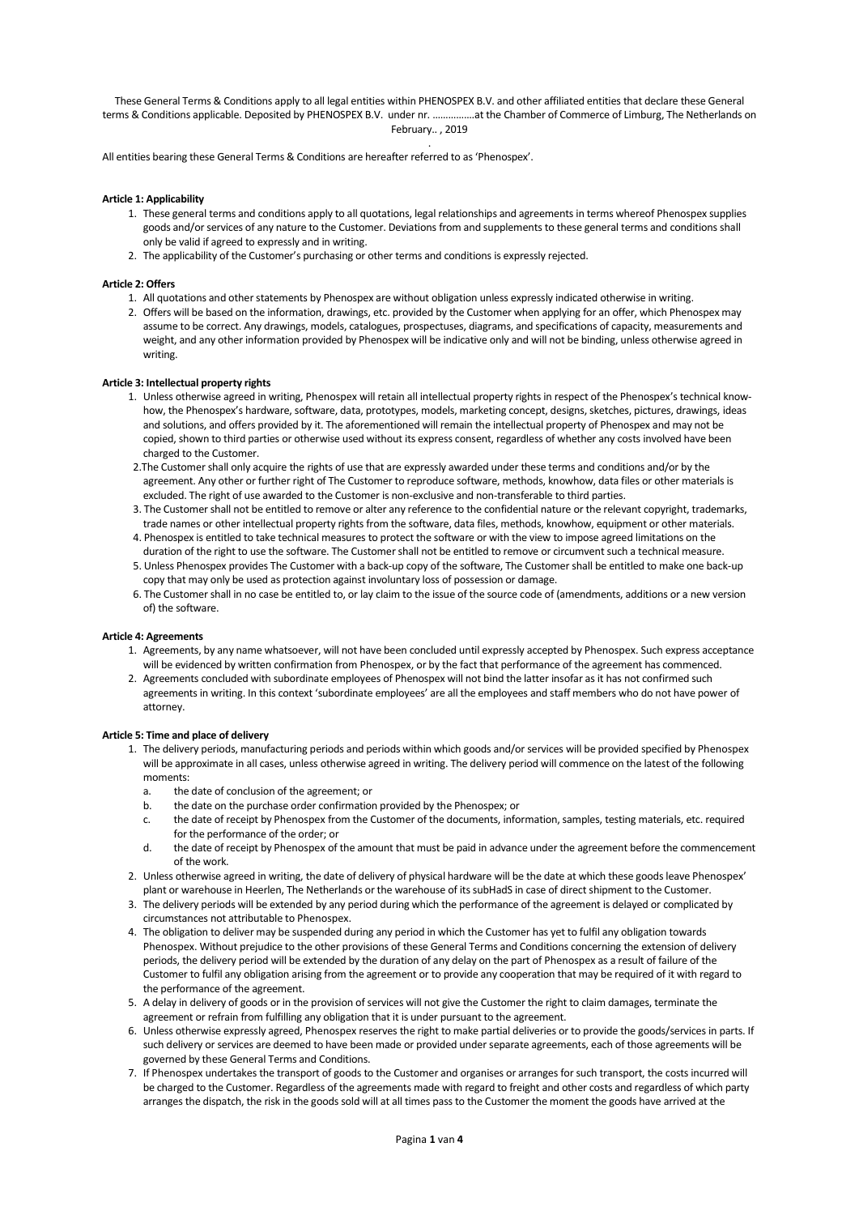These General Terms & Conditions apply to all legal entities within PHENOSPEX B.V. and other affiliated entities that declare these General terms & Conditions applicable. Deposited by PHENOSPEX B.V. under nr. …………….at the Chamber of Commerce of Limburg, The Netherlands on February.. , 2019

.

All entities bearing these General Terms & Conditions are hereafter referred to as 'Phenospex'.

**Article 1: Applicability**

1. These general terms and conditions apply to all quotations, legal relationships and agreements in terms whereof Phenospex supplies goods and/or services of any nature to the Customer. Deviations from and supplements to these general terms and conditions shall only be valid if agreed to expressly and in writing.
2. The applicability of the Customer's purchasing or other terms and conditions is expressly rejected.

**Article 2: Offers**

1. All quotations and other statements by Phenospex are without obligation unless expressly indicated otherwise in writing.
2. Offers will be based on the information, drawings, etc. provided by the Customer when applying for an offer, which Phenospex may assume to be correct. Any drawings, models, catalogues, prospectuses, diagrams, and specifications of capacity, measurements and weight, and any other information provided by Phenospex will be indicative only and will not be binding, unless otherwise agreed in writing.

**Article 3: Intellectual property rights**

1. Unless otherwise agreed in writing, Phenospex will retain all intellectual property rights in respect of the Phenospex's technical know-how, the Phenospex's hardware, software, data, prototypes, models, marketing concept, designs, sketches, pictures, drawings, ideas and solutions, and offers provided by it. The aforementioned will remain the intellectual property of Phenospex and may not be copied, shown to third parties or otherwise used without its express consent, regardless of whether any costs involved have been charged to the Customer.
2. The Customer shall only acquire the rights of use that are expressly awarded under these terms and conditions and/or by the agreement. Any other or further right of The Customer to reproduce software, methods, knowhow, data files or other materials is excluded. The right of use awarded to the Customer is non-exclusive and non-transferable to third parties.
3. The Customer shall not be entitled to remove or alter any reference to the confidential nature or the relevant copyright, trademarks, trade names or other intellectual property rights from the software, data files, methods, knowhow, equipment or other materials.
4. Phenospex is entitled to take technical measures to protect the software or with the view to impose agreed limitations on the duration of the right to use the software. The Customer shall not be entitled to remove or circumvent such a technical measure.
5. Unless Phenospex provides The Customer with a back-up copy of the software, The Customer shall be entitled to make one back-up copy that may only be used as protection against involuntary loss of possession or damage.
6. The Customer shall in no case be entitled to, or lay claim to the issue of the source code of (amendments, additions or a new version of) the software.

**Article 4: Agreements**

1. Agreements, by any name whatsoever, will not have been concluded until expressly accepted by Phenospex. Such express acceptance will be evidenced by written confirmation from Phenospex, or by the fact that performance of the agreement has commenced.
2. Agreements concluded with subordinate employees of Phenospex will not bind the latter insofar as it has not confirmed such agreements in writing. In this context 'subordinate employees' are all the employees and staff members who do not have power of attorney.

**Article 5: Time and place of delivery**

1. The delivery periods, manufacturing periods and periods within which goods and/or services will be provided specified by Phenospex will be approximate in all cases, unless otherwise agreed in writing. The delivery period will commence on the latest of the following moments:
   a. the date of conclusion of the agreement; or
   b. the date on the purchase order confirmation provided by the Phenospex; or
   c. the date of receipt by Phenospex from the Customer of the documents, information, samples, testing materials, etc. required for the performance of the order; or
   d. the date of receipt by Phenospex of the amount that must be paid in advance under the agreement before the commencement of the work.
2. Unless otherwise agreed in writing, the date of delivery of physical hardware will be the date at which these goods leave Phenospex' plant or warehouse in Heerlen, The Netherlands or the warehouse of its subHadS in case of direct shipment to the Customer.
3. The delivery periods will be extended by any period during which the performance of the agreement is delayed or complicated by circumstances not attributable to Phenospex.
4. The obligation to deliver may be suspended during any period in which the Customer has yet to fulfil any obligation towards Phenospex. Without prejudice to the other provisions of these General Terms and Conditions concerning the extension of delivery periods, the delivery period will be extended by the duration of any delay on the part of Phenospex as a result of failure of the Customer to fulfil any obligation arising from the agreement or to provide any cooperation that may be required of it with regard to the performance of the agreement.
5. A delay in delivery of goods or in the provision of services will not give the Customer the right to claim damages, terminate the agreement or refrain from fulfilling any obligation that it is under pursuant to the agreement.
6. Unless otherwise expressly agreed, Phenospex reserves the right to make partial deliveries or to provide the goods/services in parts. If such delivery or services are deemed to have been made or provided under separate agreements, each of those agreements will be governed by these General Terms and Conditions.
7. If Phenospex undertakes the transport of goods to the Customer and organises or arranges for such transport, the costs incurred will be charged to the Customer. Regardless of the agreements made with regard to freight and other costs and regardless of which party arranges the dispatch, the risk in the goods sold will at all times pass to the Customer the moment the goods have arrived at the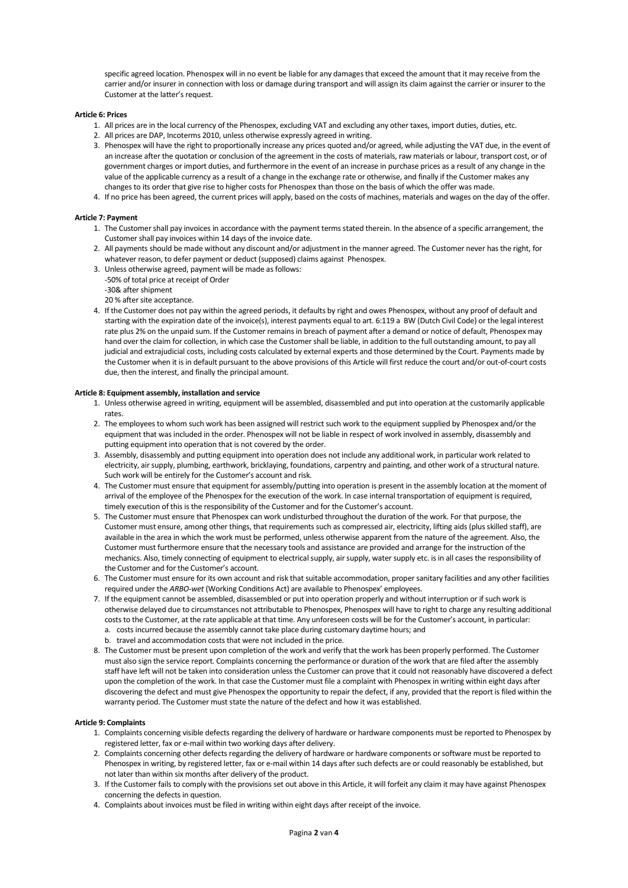specific agreed location. Phenospex will in no event be liable for any damages that exceed the amount that it may receive from the carrier and/or insurer in connection with loss or damage during transport and will assign its claim against the carrier or insurer to the Customer at the latter's request.

**Article 6: Prices**

1. All prices are in the local currency of the Phenospex, excluding VAT and excluding any other taxes, import duties, duties, etc.
2. All prices are DAP, Incoterms 2010, unless otherwise expressly agreed in writing.
3. Phenospex will have the right to proportionally increase any prices quoted and/or agreed, while adjusting the VAT due, in the event of an increase after the quotation or conclusion of the agreement in the costs of materials, raw materials or labour, transport cost, or of government charges or import duties, and furthermore in the event of an increase in purchase prices as a result of any change in the value of the applicable currency as a result of a change in the exchange rate or otherwise, and finally if the Customer makes any changes to its order that give rise to higher costs for Phenospex than those on the basis of which the offer was made.
4. If no price has been agreed, the current prices will apply, based on the costs of machines, materials and wages on the day of the offer.

**Article 7: Payment**

1. The Customer shall pay invoices in accordance with the payment terms stated therein. In the absence of a specific arrangement, the Customer shall pay invoices within 14 days of the invoice date.
2. All payments should be made without any discount and/or adjustment in the manner agreed. The Customer never has the right, for whatever reason, to defer payment or deduct (supposed) claims against Phenospex.
3. Unless otherwise agreed, payment will be made as follows:
   -50% of total price at receipt of Order
   -30& after shipment
   20 % after site acceptance.
4. If the Customer does not pay within the agreed periods, it defaults by right and owes Phenospex, without any proof of default and starting with the expiration date of the invoice(s), interest payments equal to art. 6:119 a BW (Dutch Civil Code) or the legal interest rate plus 2% on the unpaid sum. If the Customer remains in breach of payment after a demand or notice of default, Phenospex may hand over the claim for collection, in which case the Customer shall be liable, in addition to the full outstanding amount, to pay all judicial and extrajudicial costs, including costs calculated by external experts and those determined by the Court. Payments made by the Customer when it is in default pursuant to the above provisions of this Article will first reduce the court and/or out-of-court costs due, then the interest, and finally the principal amount.

**Article 8: Equipment assembly, installation and service**

1. Unless otherwise agreed in writing, equipment will be assembled, disassembled and put into operation at the customarily applicable rates.
2. The employees to whom such work has been assigned will restrict such work to the equipment supplied by Phenospex and/or the equipment that was included in the order. Phenospex will not be liable in respect of work involved in assembly, disassembly and putting equipment into operation that is not covered by the order.
3. Assembly, disassembly and putting equipment into operation does not include any additional work, in particular work related to electricity, air supply, plumbing, earthwork, bricklaying, foundations, carpentry and painting, and other work of a structural nature. Such work will be entirely for the Customer's account and risk.
4. The Customer must ensure that equipment for assembly/putting into operation is present in the assembly location at the moment of arrival of the employee of the Phenospex for the execution of the work. In case internal transportation of equipment is required, timely execution of this is the responsibility of the Customer and for the Customer's account.
5. The Customer must ensure that Phenospex can work undisturbed throughout the duration of the work. For that purpose, the Customer must ensure, among other things, that requirements such as compressed air, electricity, lifting aids (plus skilled staff), are available in the area in which the work must be performed, unless otherwise apparent from the nature of the agreement. Also, the Customer must furthermore ensure that the necessary tools and assistance are provided and arrange for the instruction of the mechanics. Also, timely connecting of equipment to electrical supply, air supply, water supply etc. is in all cases the responsibility of the Customer and for the Customer's account.
6. The Customer must ensure for its own account and risk that suitable accommodation, proper sanitary facilities and any other facilities required under the *ARBO-wet* (Working Conditions Act) are available to Phenospex' employees.
7. If the equipment cannot be assembled, disassembled or put into operation properly and without interruption or if such work is otherwise delayed due to circumstances not attributable to Phenospex, Phenospex will have to right to charge any resulting additional costs to the Customer, at the rate applicable at that time. Any unforeseen costs will be for the Customer's account, in particular:
   a. costs incurred because the assembly cannot take place during customary daytime hours; and
   b. travel and accommodation costs that were not included in the price.
8. The Customer must be present upon completion of the work and verify that the work has been properly performed. The Customer must also sign the service report. Complaints concerning the performance or duration of the work that are filed after the assembly staff have left will not be taken into consideration unless the Customer can prove that it could not reasonably have discovered a defect upon the completion of the work. In that case the Customer must file a complaint with Phenospex in writing within eight days after discovering the defect and must give Phenospex the opportunity to repair the defect, if any, provided that the report is filed within the warranty period. The Customer must state the nature of the defect and how it was established.

**Article 9: Complaints**

1. Complaints concerning visible defects regarding the delivery of hardware or hardware components must be reported to Phenospex by registered letter, fax or e-mail within two working days after delivery.
2. Complaints concerning other defects regarding the delivery of hardware or hardware components or software must be reported to Phenospex in writing, by registered letter, fax or e-mail within 14 days after such defects are or could reasonably be established, but not later than within six months after delivery of the product.
3. If the Customer fails to comply with the provisions set out above in this Article, it will forfeit any claim it may have against Phenospex concerning the defects in question.
4. Complaints about invoices must be filed in writing within eight days after receipt of the invoice.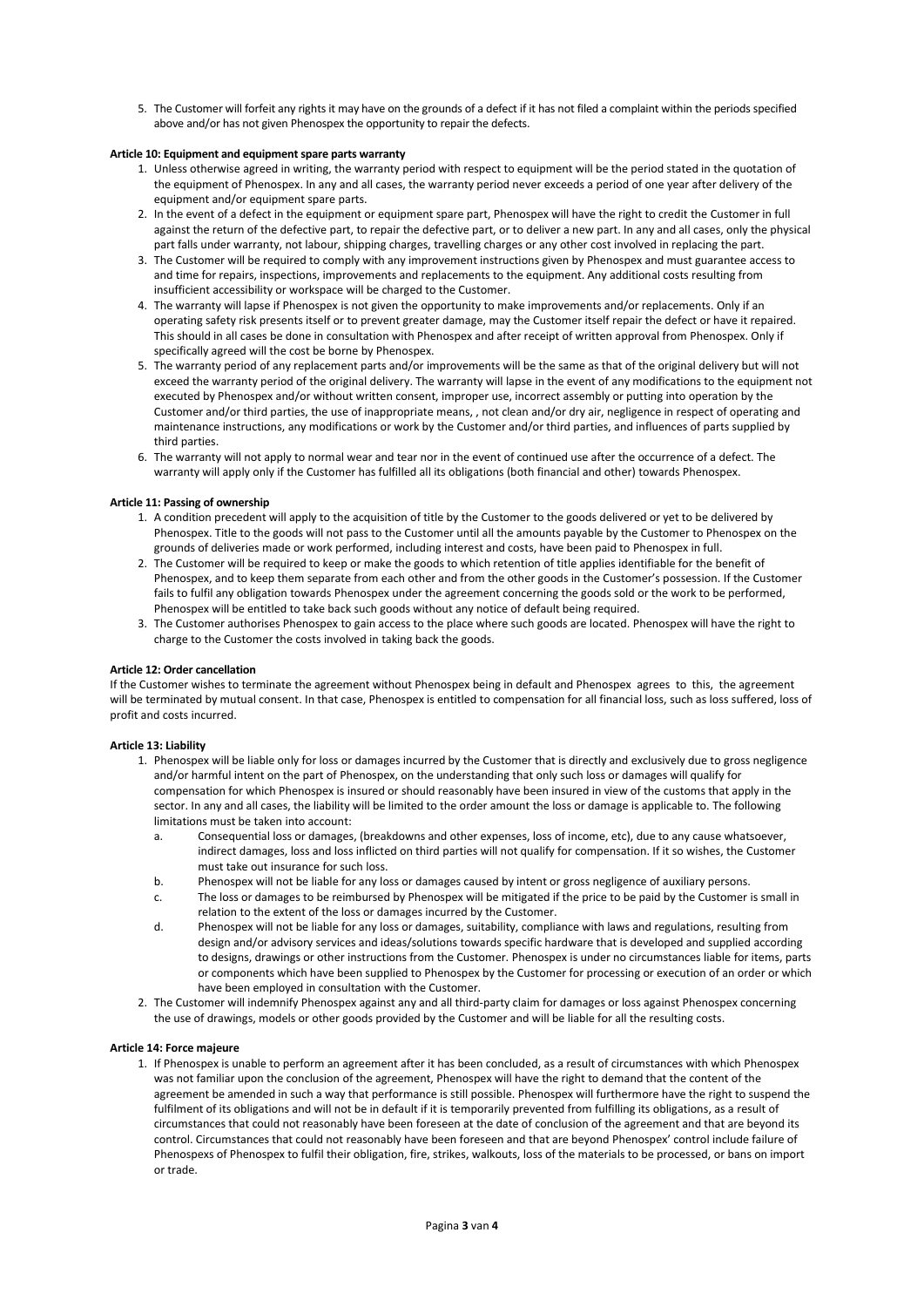5. The Customer will forfeit any rights it may have on the grounds of a defect if it has not filed a complaint within the periods specified above and/or has not given Phenospex the opportunity to repair the defects.

**Article 10: Equipment and equipment spare parts warranty**

1. Unless otherwise agreed in writing, the warranty period with respect to equipment will be the period stated in the quotation of the equipment of Phenospex. In any and all cases, the warranty period never exceeds a period of one year after delivery of the equipment and/or equipment spare parts.
2. In the event of a defect in the equipment or equipment spare part, Phenospex will have the right to credit the Customer in full against the return of the defective part, to repair the defective part, or to deliver a new part. In any and all cases, only the physical part falls under warranty, not labour, shipping charges, travelling charges or any other cost involved in replacing the part.
3. The Customer will be required to comply with any improvement instructions given by Phenospex and must guarantee access to and time for repairs, inspections, improvements and replacements to the equipment. Any additional costs resulting from insufficient accessibility or workspace will be charged to the Customer.
4. The warranty will lapse if Phenospex is not given the opportunity to make improvements and/or replacements. Only if an operating safety risk presents itself or to prevent greater damage, may the Customer itself repair the defect or have it repaired. This should in all cases be done in consultation with Phenospex and after receipt of written approval from Phenospex. Only if specifically agreed will the cost be borne by Phenospex.
5. The warranty period of any replacement parts and/or improvements will be the same as that of the original delivery but will not exceed the warranty period of the original delivery. The warranty will lapse in the event of any modifications to the equipment not executed by Phenospex and/or without written consent, improper use, incorrect assembly or putting into operation by the Customer and/or third parties, the use of inappropriate means, , not clean and/or dry air, negligence in respect of operating and maintenance instructions, any modifications or work by the Customer and/or third parties, and influences of parts supplied by third parties.
6. The warranty will not apply to normal wear and tear nor in the event of continued use after the occurrence of a defect. The warranty will apply only if the Customer has fulfilled all its obligations (both financial and other) towards Phenospex.

**Article 11: Passing of ownership**

1. A condition precedent will apply to the acquisition of title by the Customer to the goods delivered or yet to be delivered by Phenospex. Title to the goods will not pass to the Customer until all the amounts payable by the Customer to Phenospex on the grounds of deliveries made or work performed, including interest and costs, have been paid to Phenospex in full.
2. The Customer will be required to keep or make the goods to which retention of title applies identifiable for the benefit of Phenospex, and to keep them separate from each other and from the other goods in the Customer's possession. If the Customer fails to fulfil any obligation towards Phenospex under the agreement concerning the goods sold or the work to be performed, Phenospex will be entitled to take back such goods without any notice of default being required.
3. The Customer authorises Phenospex to gain access to the place where such goods are located. Phenospex will have the right to charge to the Customer the costs involved in taking back the goods.

**Article 12: Order cancellation**

If the Customer wishes to terminate the agreement without Phenospex being in default and Phenospex agrees to this, the agreement will be terminated by mutual consent. In that case, Phenospex is entitled to compensation for all financial loss, such as loss suffered, loss of profit and costs incurred.

**Article 13: Liability**

1. Phenospex will be liable only for loss or damages incurred by the Customer that is directly and exclusively due to gross negligence and/or harmful intent on the part of Phenospex, on the understanding that only such loss or damages will qualify for compensation for which Phenospex is insured or should reasonably have been insured in view of the customs that apply in the sector. In any and all cases, the liability will be limited to the order amount the loss or damage is applicable to. The following limitations must be taken into account:
    a. Consequential loss or damages, (breakdowns and other expenses, loss of income, etc), due to any cause whatsoever, indirect damages, loss and loss inflicted on third parties will not qualify for compensation. If it so wishes, the Customer must take out insurance for such loss.
    b. Phenospex will not be liable for any loss or damages caused by intent or gross negligence of auxiliary persons.
    c. The loss or damages to be reimbursed by Phenospex will be mitigated if the price to be paid by the Customer is small in relation to the extent of the loss or damages incurred by the Customer.
    d. Phenospex will not be liable for any loss or damages, suitability, compliance with laws and regulations, resulting from design and/or advisory services and ideas/solutions towards specific hardware that is developed and supplied according to designs, drawings or other instructions from the Customer. Phenospex is under no circumstances liable for items, parts or components which have been supplied to Phenospex by the Customer for processing or execution of an order or which have been employed in consultation with the Customer.
2. The Customer will indemnify Phenospex against any and all third-party claim for damages or loss against Phenospex concerning the use of drawings, models or other goods provided by the Customer and will be liable for all the resulting costs.

**Article 14: Force majeure**

1. If Phenospex is unable to perform an agreement after it has been concluded, as a result of circumstances with which Phenospex was not familiar upon the conclusion of the agreement, Phenospex will have the right to demand that the content of the agreement be amended in such a way that performance is still possible. Phenospex will furthermore have the right to suspend the fulfilment of its obligations and will not be in default if it is temporarily prevented from fulfilling its obligations, as a result of circumstances that could not reasonably have been foreseen at the date of conclusion of the agreement and that are beyond its control. Circumstances that could not reasonably have been foreseen and that are beyond Phenospex' control include failure of Phenospexs of Phenospex to fulfil their obligation, fire, strikes, walkouts, loss of the materials to be processed, or bans on import or trade.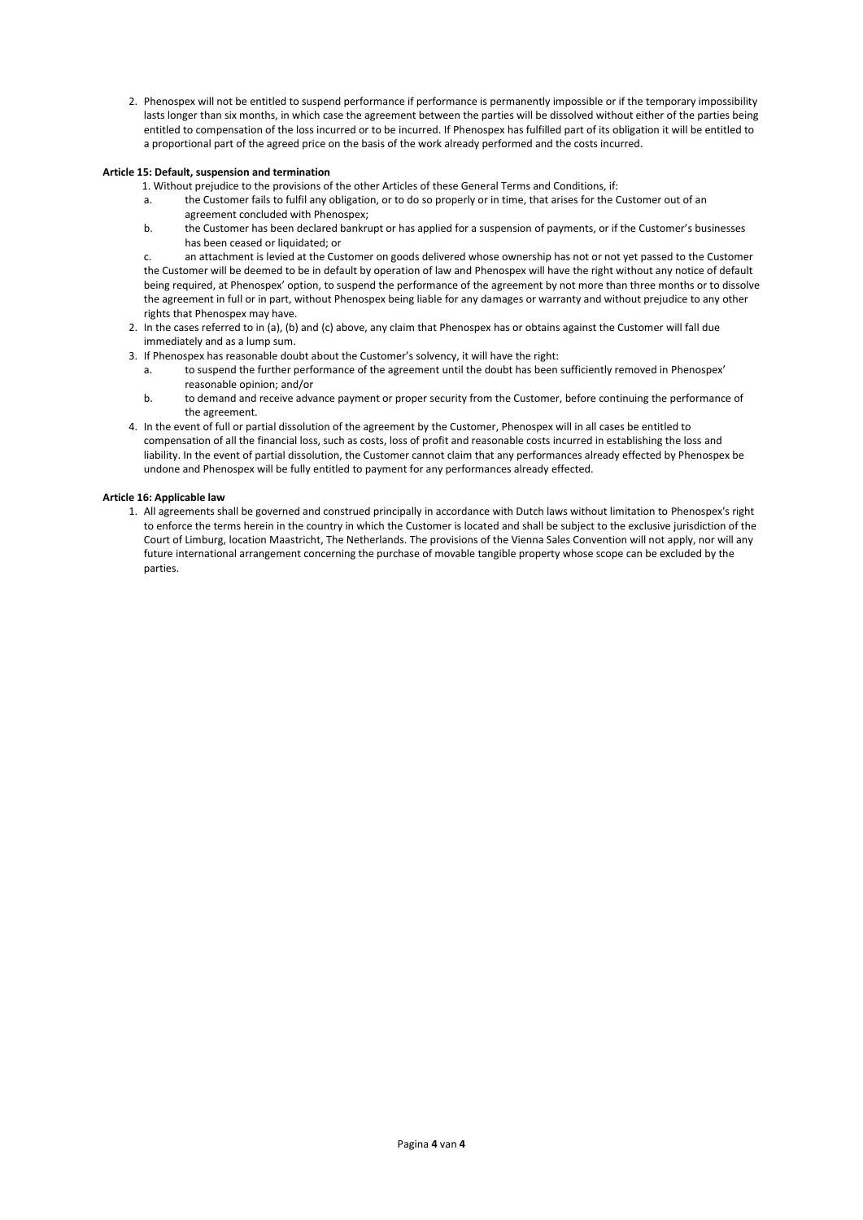2. Phenospex will not be entitled to suspend performance if performance is permanently impossible or if the temporary impossibility lasts longer than six months, in which case the agreement between the parties will be dissolved without either of the parties being entitled to compensation of the loss incurred or to be incurred. If Phenospex has fulfilled part of its obligation it will be entitled to a proportional part of the agreed price on the basis of the work already performed and the costs incurred.

**Article 15: Default, suspension and termination**

1. Without prejudice to the provisions of the other Articles of these General Terms and Conditions, if:

   a. the Customer fails to fulfil any obligation, or to do so properly or in time, that arises for the Customer out of an agreement concluded with Phenospex;

   b. the Customer has been declared bankrupt or has applied for a suspension of payments, or if the Customer's businesses has been ceased or liquidated; or

   c. an attachment is levied at the Customer on goods delivered whose ownership has not or not yet passed to the Customer

   the Customer will be deemed to be in default by operation of law and Phenospex will have the right without any notice of default being required, at Phenospex' option, to suspend the performance of the agreement by not more than three months or to dissolve the agreement in full or in part, without Phenospex being liable for any damages or warranty and without prejudice to any other rights that Phenospex may have.

2. In the cases referred to in (a), (b) and (c) above, any claim that Phenospex has or obtains against the Customer will fall due immediately and as a lump sum.
3. If Phenospex has reasonable doubt about the Customer's solvency, it will have the right:

   a. to suspend the further performance of the agreement until the doubt has been sufficiently removed in Phenospex' reasonable opinion; and/or

   b. to demand and receive advance payment or proper security from the Customer, before continuing the performance of the agreement.

4. In the event of full or partial dissolution of the agreement by the Customer, Phenospex will in all cases be entitled to compensation of all the financial loss, such as costs, loss of profit and reasonable costs incurred in establishing the loss and liability. In the event of partial dissolution, the Customer cannot claim that any performances already effected by Phenospex be undone and Phenospex will be fully entitled to payment for any performances already effected.

**Article 16: Applicable law**

1. All agreements shall be governed and construed principally in accordance with Dutch laws without limitation to Phenospex's right to enforce the terms herein in the country in which the Customer is located and shall be subject to the exclusive jurisdiction of the Court of Limburg, location Maastricht, The Netherlands. The provisions of the Vienna Sales Convention will not apply, nor will any future international arrangement concerning the purchase of movable tangible property whose scope can be excluded by the parties.